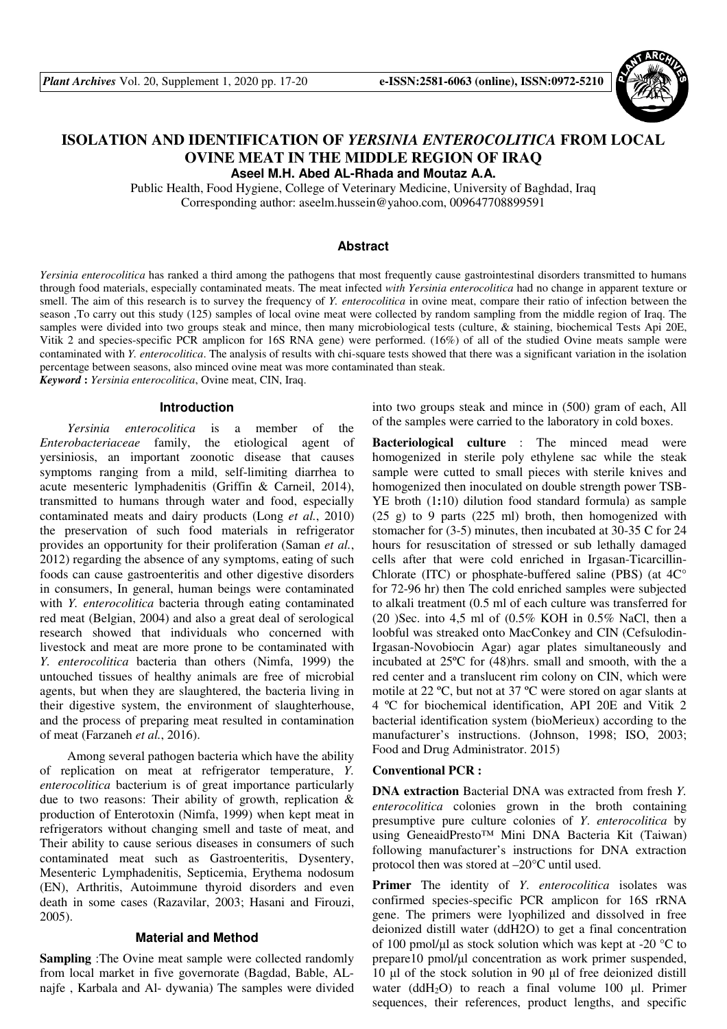# ISOLATION AND IDENTIFICATION OF *YERSINIA ENTEROCOLITICA* FROM LOCAL OVINE MEAT IN THE MIDDLE REGION OF IRAQ

**Aseel M.H. Abed AL-Rhada and Moutaz A.A.**

Public Health, Food Hygiene, College of Veterinary Medicine, University of Baghdad, Iraq
Corresponding author: aseelm.hussein@yahoo.com, 009647708899591

## Abstract

*Yersinia enterocolitica* has ranked a third among the pathogens that most frequently cause gastrointestinal disorders transmitted to humans through food materials, especially contaminated meats. The meat infected *with Yersinia enterocolitica* had no change in apparent texture or smell. The aim of this research is to survey the frequency of *Y. enterocolitica* in ovine meat, compare their ratio of infection between the season ,To carry out this study (125) samples of local ovine meat were collected by random sampling from the middle region of Iraq. The samples were divided into two groups steak and mince, then many microbiological tests (culture, & staining, biochemical Tests Api 20E, Vitik 2 and species-specific PCR amplicon for 16S RNA gene) were performed. (16%) of all of the studied Ovine meats sample were contaminated with *Y. enterocolitica*. The analysis of results with chi-square tests showed that there was a significant variation in the isolation percentage between seasons, also minced ovine meat was more contaminated than steak.

***Keyword*** **:** *Yersinia enterocolitica*, Ovine meat, CIN, Iraq.

## Introduction

*Yersinia enterocolitica* is a member of the *Enterobacteriaceae* family, the etiological agent of yersiniosis, an important zoonotic disease that causes symptoms ranging from a mild, self-limiting diarrhea to acute mesenteric lymphadenitis (Griffin & Carneil, 2014), transmitted to humans through water and food, especially contaminated meats and dairy products (Long *et al.*, 2010) the preservation of such food materials in refrigerator provides an opportunity for their proliferation (Saman *et al.*, 2012) regarding the absence of any symptoms, eating of such foods can cause gastroenteritis and other digestive disorders in consumers, In general, human beings were contaminated with *Y. enterocolitica* bacteria through eating contaminated red meat (Belgian, 2004) and also a great deal of serological research showed that individuals who concerned with livestock and meat are more prone to be contaminated with *Y. enterocolitica* bacteria than others (Nimfa, 1999) the untouched tissues of healthy animals are free of microbial agents, but when they are slaughtered, the bacteria living in their digestive system, the environment of slaughterhouse, and the process of preparing meat resulted in contamination of meat (Farzaneh *et al.*, 2016).

Among several pathogen bacteria which have the ability of replication on meat at refrigerator temperature, *Y. enterocolitica* bacterium is of great importance particularly due to two reasons: Their ability of growth, replication & production of Enterotoxin (Nimfa, 1999) when kept meat in refrigerators without changing smell and taste of meat, and Their ability to cause serious diseases in consumers of such contaminated meat such as Gastroenteritis, Dysentery, Mesenteric Lymphadenitis, Septicemia, Erythema nodosum (EN), Arthritis, Autoimmune thyroid disorders and even death in some cases (Razavilar, 2003; Hasani and Firouzi, 2005).

## Material and Method

**Sampling** :The Ovine meat sample were collected randomly from local market in five governorate (Bagdad, Bable, AL-najfe , Karbala and Al- dywania) The samples were divided into two groups steak and mince in (500) gram of each, All of the samples were carried to the laboratory in cold boxes.

**Bacteriological culture** : The minced mead were homogenized in sterile poly ethylene sac while the steak sample were cutted to small pieces with sterile knives and homogenized then inoculated on double strength power TSB-YE broth (1**:**10) dilution food standard formula) as sample (25 g) to 9 parts (225 ml) broth, then homogenized with stomacher for (3-5) minutes, then incubated at 30-35 C for 24 hours for resuscitation of stressed or sub lethally damaged cells after that were cold enriched in Irgasan-Ticarcillin-Chlorate (ITC) or phosphate-buffered saline (PBS) (at 4C° for 72-96 hr) then The cold enriched samples were subjected to alkali treatment (0.5 ml of each culture was transferred for (20 )Sec. into 4,5 ml of (0.5% KOH in 0.5% NaCl, then a loobful was streaked onto MacConkey and CIN (Cefsulodin-Irgasan-Novobiocin Agar) agar plates simultaneously and incubated at 25ºC for (48)hrs. small and smooth, with the a red center and a translucent rim colony on CIN, which were motile at 22 ºC, but not at 37 ºC were stored on agar slants at 4 ºC for biochemical identification, API 20E and Vitik 2 bacterial identification system (bioMerieux) according to the manufacturer's instructions. (Johnson, 1998; ISO, 2003; Food and Drug Administrator. 2015)

### Conventional PCR :

**DNA extraction** Bacterial DNA was extracted from fresh *Y. enterocolitica* colonies grown in the broth containing presumptive pure culture colonies of *Y. enterocolitica* by using GeneaidPresto™ Mini DNA Bacteria Kit (Taiwan) following manufacturer's instructions for DNA extraction protocol then was stored at –20°C until used.

**Primer** The identity of *Y. enterocolitica* isolates was confirmed species-specific PCR amplicon for 16S rRNA gene. The primers were lyophilized and dissolved in free deionized distill water (ddH2O) to get a final concentration of 100 pmol/µl as stock solution which was kept at -20 °C to prepare10 pmol/µl concentration as work primer suspended, 10 µl of the stock solution in 90 µl of free deionized distill water ($ddH_2O$) to reach a final volume 100 µl. Primer sequences, their references, product lengths, and specific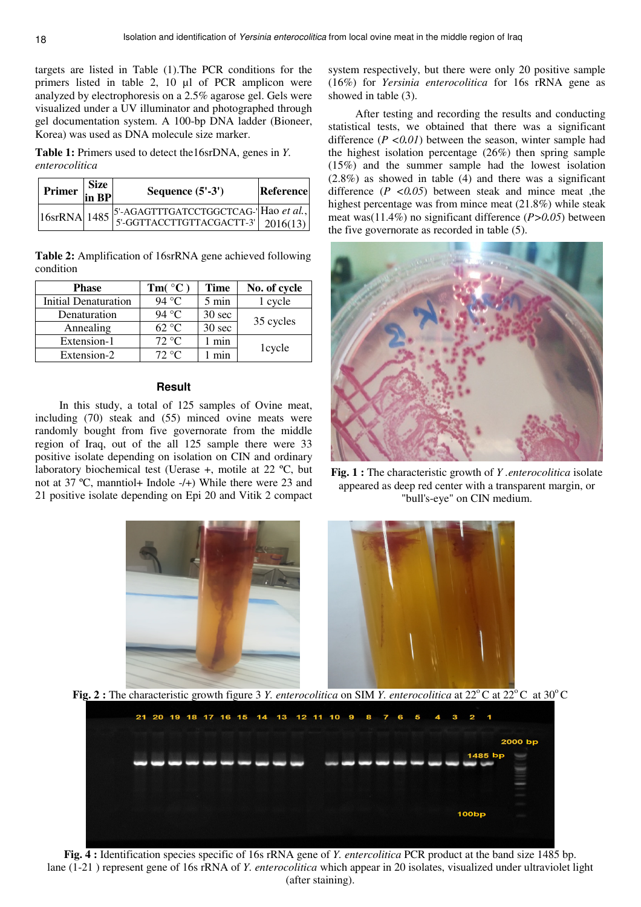targets are listed in Table (1).The PCR conditions for the primers listed in table 2, 10 µl of PCR amplicon were analyzed by electrophoresis on a 2.5% agarose gel. Gels were visualized under a UV illuminator and photographed through gel documentation system. A 100-bp DNA ladder (Bioneer, Korea) was used as DNA molecule size marker.

**Table 1:** Primers used to detect the16srDNA, genes in *Y. enterocolitica*

| Primer | Size in BP | Sequence (5'-3') | Reference |
|---|---|---|---|
| 16srRNA | 1485 | 5'-AGAGTTTGATCCTGGCTCAG-' 5'-GGTTACCTTGTTACGACTT-3' | Hao *et al.*, 2016(13) |

**Table 2:** Amplification of 16srRNA gene achieved following condition

| Phase | Tm( °C ) | Time | No. of cycle |
|---|---|---|---|
| Initial Denaturation | 94 °C | 5 min | 1 cycle |
| Denaturation | 94 °C | 30 sec | 35 cycles |
| Annealing | 62 °C | 30 sec | |
| Extension-1 | 72 °C | 1 min | 1cycle |
| Extension-2 | 72 °C | 1 min | |

## Result

In this study, a total of 125 samples of Ovine meat, including (70) steak and (55) minced ovine meats were randomly bought from five governorate from the middle region of Iraq, out of the all 125 sample there were 33 positive isolate depending on isolation on CIN and ordinary laboratory biochemical test (Uerase +, motile at 22 ºC, but not at 37 ºC, manntiol+ Indole -/+) While there were 23 and 21 positive isolate depending on Epi 20 and Vitik 2 compact system respectively, but there were only 20 positive sample (16%) for *Yersinia enterocolitica* for 16s rRNA gene as showed in table (3).

After testing and recording the results and conducting statistical tests, we obtained that there was a significant difference (*P <0.01*) between the season, winter sample had the highest isolation percentage (26%) then spring sample (15%) and the summer sample had the lowest isolation (2.8%) as showed in table (4) and there was a significant difference (*P <0.05*) between steak and mince meat ,the highest percentage was from mince meat (21.8%) while steak meat was(11.4%) no significant difference (*P>0.05*) between the five governorate as recorded in table (5).

**Fig. 1 :** The characteristic growth of *Y .enterocolitica* isolate appeared as deep red center with a transparent margin, or "bull's-eye" on CIN medium.

**Fig. 2 :** The characteristic growth figure 3 *Y. enterocolitica* on SIM *Y. enterocolitica* at 22°C at 22°C at 30°C

**Fig. 4 :** Identification species specific of 16s rRNA gene of *Y. entercolitica* PCR product at the band size 1485 bp. lane (1-21 ) represent gene of 16s rRNA of *Y. enterocolitica* which appear in 20 isolates, visualized under ultraviolet light (after staining).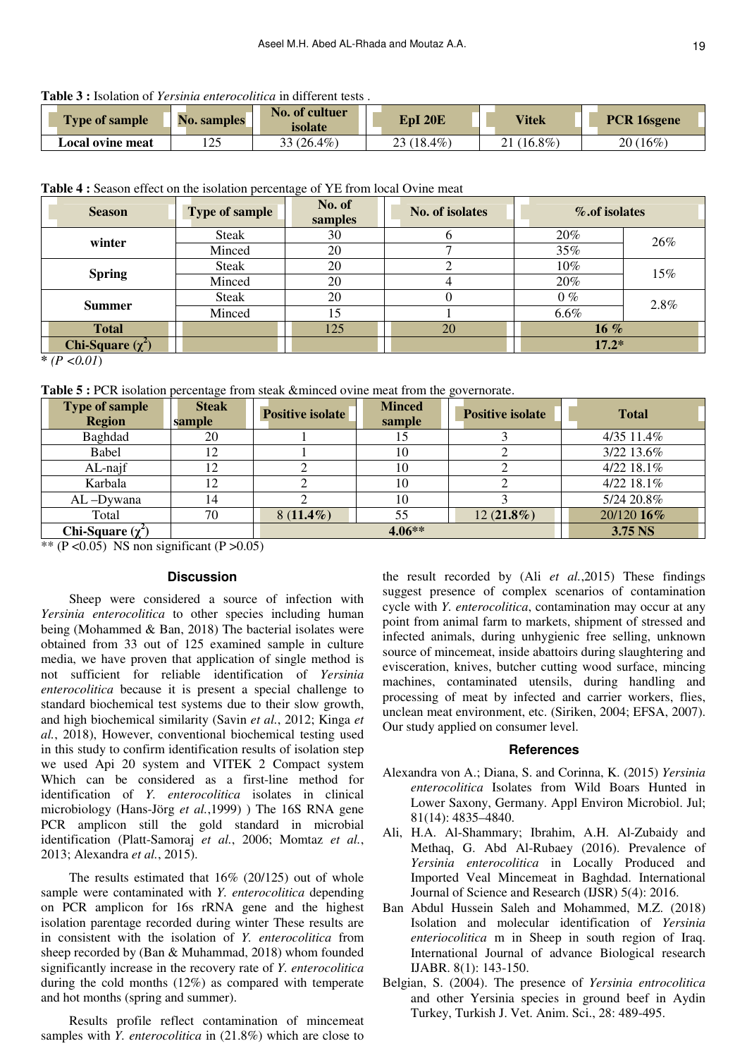**Table 3 :** Isolation of *Yersinia enterocolitica* in different tests .

| Type of sample | No. samples | No. of culture isolate | EpI 20E | Vitek | PCR 16sgene |
|---|---|---|---|---|---|
| Local ovine meat | 125 | 33 (26.4%) | 23 (18.4%) | 21 (16.8%) | 20 (16%) |

**Table 4 :** Season effect on the isolation percentage of YE from local Ovine meat

| Season | Type of sample | No. of samples | No. of isolates | %.of isolates | |
|---|---|---|---|---|---|
| winter | Steak | 30 | 6 | 20% | 26% |
| | Minced | 20 | 7 | 35% | |
| Spring | Steak | 20 | 2 | 10% | 15% |
| | Minced | 20 | 4 | 20% | |
| Summer | Steak | 20 | 0 | 0 % | 2.8% |
| | Minced | 15 | 1 | 6.6% | |
| **Total** | | 125 | 20 | **16 %** | |
| **Chi-Square ($\chi^2$)** | | | | **17.2*** | |

* *(P <0.01)*

**Table 5 :** PCR isolation percentage from steak &minced ovine meat from the governorate.

| Type of sample Region | Steak sample | Positive isolate | Minced sample | Positive isolate | Total |
|---|---|---|---|---|---|
| Baghdad | 20 | 1 | 15 | 3 | 4/35 11.4% |
| Babel | 12 | 1 | 10 | 2 | 3/22 13.6% |
| AL-najf | 12 | 2 | 10 | 2 | 4/22 18.1% |
| Karbala | 12 | 2 | 10 | 2 | 4/22 18.1% |
| AL –Dywana | 14 | 2 | 10 | 3 | 5/24 20.8% |
| Total | 70 | 8 (**11.4%**) | 55 | 12 (**21.8%**) | 20/120 **16%** |
| **Chi-Square ($\chi^2$)** | | **4.06**** | | | **3.75 NS** |

** (P <0.05) NS non significant (P >0.05)

## Discussion

Sheep were considered a source of infection with *Yersinia enterocolitica* to other species including human being (Mohammed & Ban, 2018) The bacterial isolates were obtained from 33 out of 125 examined sample in culture media, we have proven that application of single method is not sufficient for reliable identification of *Yersinia enterocolitica* because it is present a special challenge to standard biochemical test systems due to their slow growth, and high biochemical similarity (Savin *et al.*, 2012; Kinga *et al.*, 2018), However, conventional biochemical testing used in this study to confirm identification results of isolation step we used Api 20 system and VITEK 2 Compact system Which can be considered as a first-line method for identification of *Y. enterocolitica* isolates in clinical microbiology (Hans-Jörg *et al.*,1999) ) The 16S RNA gene PCR amplicon still the gold standard in microbial identification (Platt-Samoraj *et al.*, 2006; Momtaz *et al.*, 2013; Alexandra *et al.*, 2015).

The results estimated that 16% (20/125) out of whole sample were contaminated with *Y. enterocolitica* depending on PCR amplicon for 16s rRNA gene and the highest isolation parentage recorded during winter These results are in consistent with the isolation of *Y. enterocolitica* from sheep recorded by (Ban & Muhammad, 2018) whom founded significantly increase in the recovery rate of *Y. enterocolitica* during the cold months (12%) as compared with temperate and hot months (spring and summer).

Results profile reflect contamination of mincemeat samples with *Y. enterocolitica* in (21.8%) which are close to the result recorded by (Ali *et al.*,2015) These findings suggest presence of complex scenarios of contamination cycle with *Y. enterocolitica*, contamination may occur at any point from animal farm to markets, shipment of stressed and infected animals, during unhygienic free selling, unknown source of mincemeat, inside abattoirs during slaughtering and evisceration, knives, butcher cutting wood surface, mincing machines, contaminated utensils, during handling and processing of meat by infected and carrier workers, flies, unclean meat environment, etc. (Siriken, 2004; EFSA, 2007). Our study applied on consumer level.

## References

Alexandra von A.; Diana, S. and Corinna, K. (2015) *Yersinia enterocolitica* Isolates from Wild Boars Hunted in Lower Saxony, Germany. Appl Environ Microbiol. Jul; 81(14): 4835–4840.

Ali, H.A. Al-Shammary; Ibrahim, A.H. Al-Zubaidy and Methaq, G. Abd Al-Rubaey (2016). Prevalence of *Yersinia enterocolitica* in Locally Produced and Imported Veal Mincemeat in Baghdad. International Journal of Science and Research (IJSR) 5(4): 2016.

Ban Abdul Hussein Saleh and Mohammed, M.Z. (2018) Isolation and molecular identification of *Yersinia enteriocolitica* m in Sheep in south region of Iraq. International Journal of advance Biological research IJABR. 8(1): 143-150.

Belgian, S. (2004). The presence of *Yersinia entrocolitica* and other Yersinia species in ground beef in Aydin Turkey, Turkish J. Vet. Anim. Sci., 28: 489-495.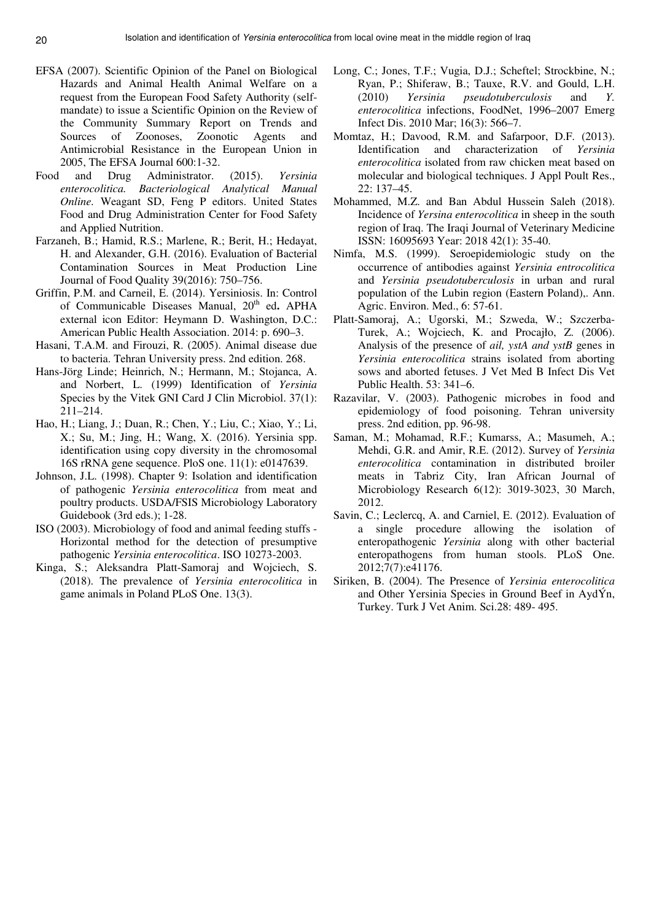EFSA (2007). Scientific Opinion of the Panel on Biological Hazards and Animal Health Animal Welfare on a request from the European Food Safety Authority (self-mandate) to issue a Scientific Opinion on the Review of the Community Summary Report on Trends and Sources of Zoonoses, Zoonotic Agents and Antimicrobial Resistance in the European Union in 2005, The EFSA Journal 600:1-32.

Food and Drug Administrator. (2015). *Yersinia enterocolitica. Bacteriological Analytical Manual Online*. Weagant SD, Feng P editors. United States Food and Drug Administration Center for Food Safety and Applied Nutrition.

Farzaneh, B.; Hamid, R.S.; Marlene, R.; Berit, H.; Hedayat, H. and Alexander, G.H. (2016). Evaluation of Bacterial Contamination Sources in Meat Production Line Journal of Food Quality 39(2016): 750–756.

Griffin, P.M. and Carneil, E. (2014). Yersiniosis. In: Control of Communicable Diseases Manual, 20th ed**.** APHA external icon Editor: Heymann D. Washington, D.C.: American Public Health Association. 2014: p. 690–3.

Hasani, T.A.M. and Firouzi, R. (2005). Animal disease due to bacteria. Tehran University press. 2nd edition. 268.

Hans-Jörg Linde; Heinrich, N.; Hermann, M.; Stojanca, A. and Norbert, L. (1999) Identification of *Yersinia* Species by the Vitek GNI Card J Clin Microbiol. 37(1): 211–214.

Hao, H.; Liang, J.; Duan, R.; Chen, Y.; Liu, C.; Xiao, Y.; Li, X.; Su, M.; Jing, H.; Wang, X. (2016). Yersinia spp. identification using copy diversity in the chromosomal 16S rRNA gene sequence. PloS one. 11(1): e0147639.

Johnson, J.L. (1998). Chapter 9: Isolation and identification of pathogenic *Yersinia enterocolitica* from meat and poultry products. USDA/FSIS Microbiology Laboratory Guidebook (3rd eds.); 1-28.

ISO (2003). Microbiology of food and animal feeding stuffs - Horizontal method for the detection of presumptive pathogenic *Yersinia enterocolitica*. ISO 10273-2003.

Kinga, S.; Aleksandra Platt-Samoraj and Wojciech, S. (2018). The prevalence of *Yersinia enterocolitica* in game animals in Poland PLoS One. 13(3).

Long, C.; Jones, T.F.; Vugia, D.J.; Scheftel; Strockbine, N.; Ryan, P.; Shiferaw, B.; Tauxe, R.V. and Gould, L.H. (2010) *Yersinia pseudotuberculosis* and *Y. enterocolitica* infections, FoodNet, 1996–2007 Emerg Infect Dis. 2010 Mar; 16(3): 566–7.

Momtaz, H.; Davood, R.M. and Safarpoor, D.F. (2013). Identification and characterization of *Yersinia enterocolitica* isolated from raw chicken meat based on molecular and biological techniques. J Appl Poult Res., 22: 137–45.

Mohammed, M.Z. and Ban Abdul Hussein Saleh (2018). Incidence of *Yersina enterocolitica* in sheep in the south region of Iraq. The Iraqi Journal of Veterinary Medicine ISSN: 16095693 Year: 2018 42(1): 35-40.

Nimfa, M.S. (1999). Seroepidemiologic study on the occurrence of antibodies against *Yersinia entrocolitica* and *Yersinia pseudotuberculosis* in urban and rural population of the Lubin region (Eastern Poland),. Ann. Agric. Environ. Med., 6: 57-61.

Platt-Samoraj, A.; Ugorski, M.; Szweda, W.; Szczerba-Turek, A.; Wojciech, K. and Procajło, Z. (2006). Analysis of the presence of *ail, ystA and ystB* genes in *Yersinia enterocolitica* strains isolated from aborting sows and aborted fetuses. J Vet Med B Infect Dis Vet Public Health. 53: 341–6.

Razavilar, V. (2003). Pathogenic microbes in food and epidemiology of food poisoning. Tehran university press. 2nd edition, pp. 96-98.

Saman, M.; Mohamad, R.F.; Kumarss, A.; Masumeh, A.; Mehdi, G.R. and Amir, R.E. (2012). Survey of *Yersinia enterocolitica* contamination in distributed broiler meats in Tabriz City, Iran African Journal of Microbiology Research 6(12): 3019-3023, 30 March, 2012.

Savin, C.; Leclercq, A. and Carniel, E. (2012). Evaluation of a single procedure allowing the isolation of enteropathogenic *Yersinia* along with other bacterial enteropathogens from human stools. PLoS One. 2012;7(7):e41176.

Siriken, B. (2004). The Presence of *Yersinia enterocolitica* and Other Yersinia Species in Ground Beef in AydÝn, Turkey. Turk J Vet Anim. Sci.28: 489- 495.